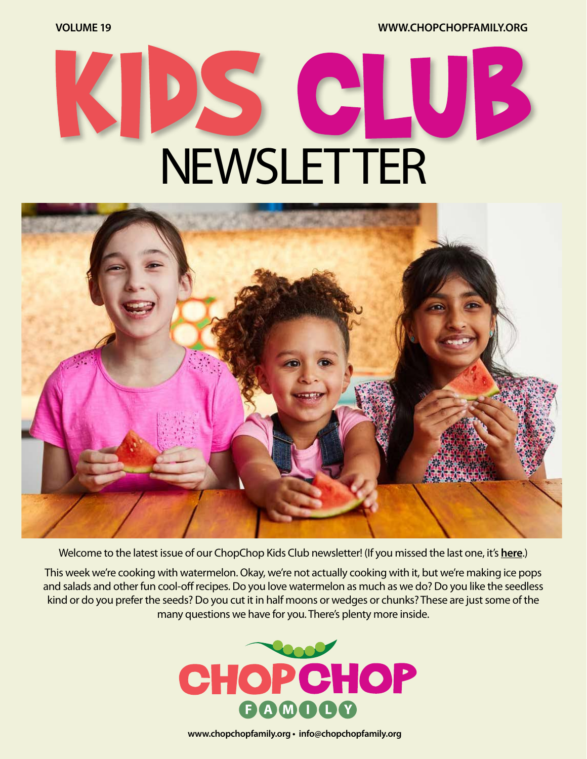VOLUME 19

WWW.CHOPCHOPFAMILY.ORG

# KIDS CLUB NEWSLETTER

Welcome to the latest issue of our ChopChop Kids Club newsletter! (If you missed the last one, it's **here**.)

This week we're cooking with watermelon. Okay, we're not actually cooking with it, but we're making ice pops and salads and other fun cool-off recipes. Do you love watermelon as much as we do? Do you like the seedless kind or do you prefer the seeds? Do you cut it in half moons or wedges or chunks? These are just some of the many questions we have for you. There's plenty more inside.

CHOPCHOP FAMILY

www.chopchopfamily.org • info@chopchopfamily.org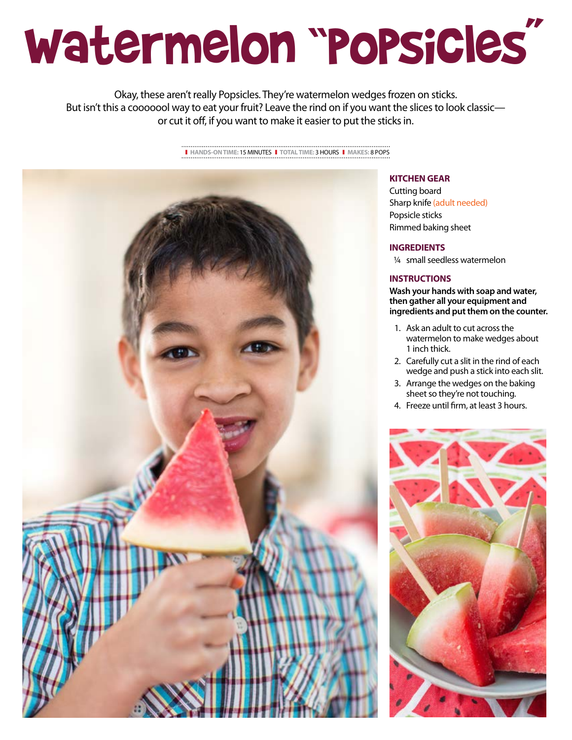# Watermelon "Popsicles"

Okay, these aren't really Popsicles. They're watermelon wedges frozen on sticks. But isn't this a coooooool way to eat your fruit? Leave the rind on if you want the slices to look classic—or cut it off, if you want to make it easier to put the sticks in.

**HANDS-ON TIME:** 15 MINUTES | **TOTAL TIME:** 3 HOURS | **MAKES:** 8 POPS

## KITCHEN GEAR

Cutting board
Sharp knife (adult needed)
Popsicle sticks
Rimmed baking sheet

## INGREDIENTS

¼ small seedless watermelon

## INSTRUCTIONS

**Wash your hands with soap and water, then gather all your equipment and ingredients and put them on the counter.**

1. Ask an adult to cut across the watermelon to make wedges about 1 inch thick.
2. Carefully cut a slit in the rind of each wedge and push a stick into each slit.
3. Arrange the wedges on the baking sheet so they're not touching.
4. Freeze until firm, at least 3 hours.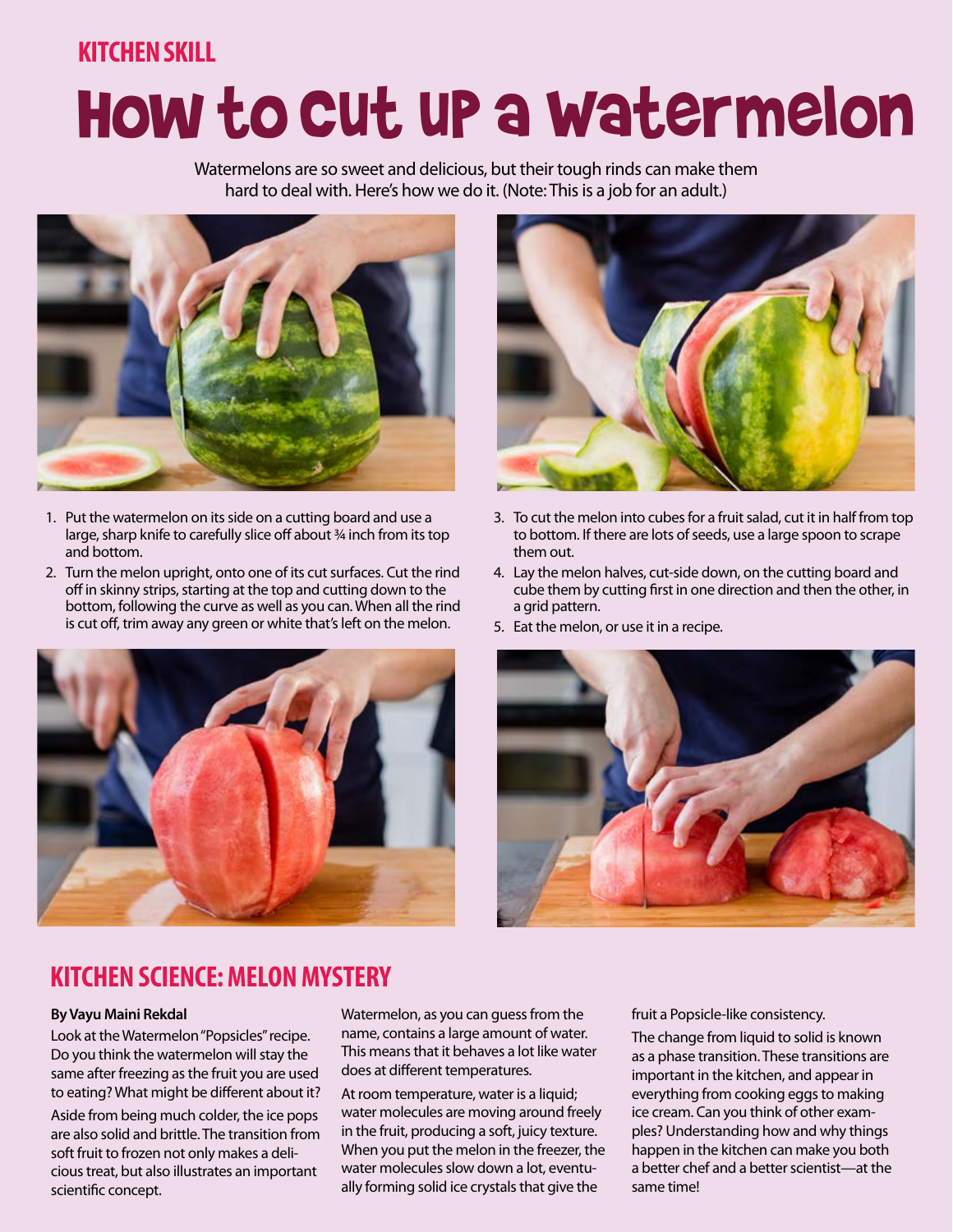KITCHEN SKILL

# How to Cut Up a Watermelon

Watermelons are so sweet and delicious, but their tough rinds can make them hard to deal with. Here's how we do it. (Note: This is a job for an adult.)

1. Put the watermelon on its side on a cutting board and use a large, sharp knife to carefully slice off about ¾ inch from its top and bottom.
2. Turn the melon upright, onto one of its cut surfaces. Cut the rind off in skinny strips, starting at the top and cutting down to the bottom, following the curve as well as you can. When all the rind is cut off, trim away any green or white that's left on the melon.
3. To cut the melon into cubes for a fruit salad, cut it in half from top to bottom. If there are lots of seeds, use a large spoon to scrape them out.
4. Lay the melon halves, cut-side down, on the cutting board and cube them by cutting first in one direction and then the other, in a grid pattern.
5. Eat the melon, or use it in a recipe.

## KITCHEN SCIENCE: MELON MYSTERY

**By Vayu Maini Rekdal**

Look at the Watermelon "Popsicles" recipe. Do you think the watermelon will stay the same after freezing as the fruit you are used to eating? What might be different about it?

Aside from being much colder, the ice pops are also solid and brittle. The transition from soft fruit to frozen not only makes a delicious treat, but also illustrates an important scientific concept.

Watermelon, as you can guess from the name, contains a large amount of water. This means that it behaves a lot like water does at different temperatures.

At room temperature, water is a liquid; water molecules are moving around freely in the fruit, producing a soft, juicy texture. When you put the melon in the freezer, the water molecules slow down a lot, eventually forming solid ice crystals that give the fruit a Popsicle-like consistency.

The change from liquid to solid is known as a phase transition. These transitions are important in the kitchen, and appear in everything from cooking eggs to making ice cream. Can you think of other examples? Understanding how and why things happen in the kitchen can make you both a better chef and a better scientist—at the same time!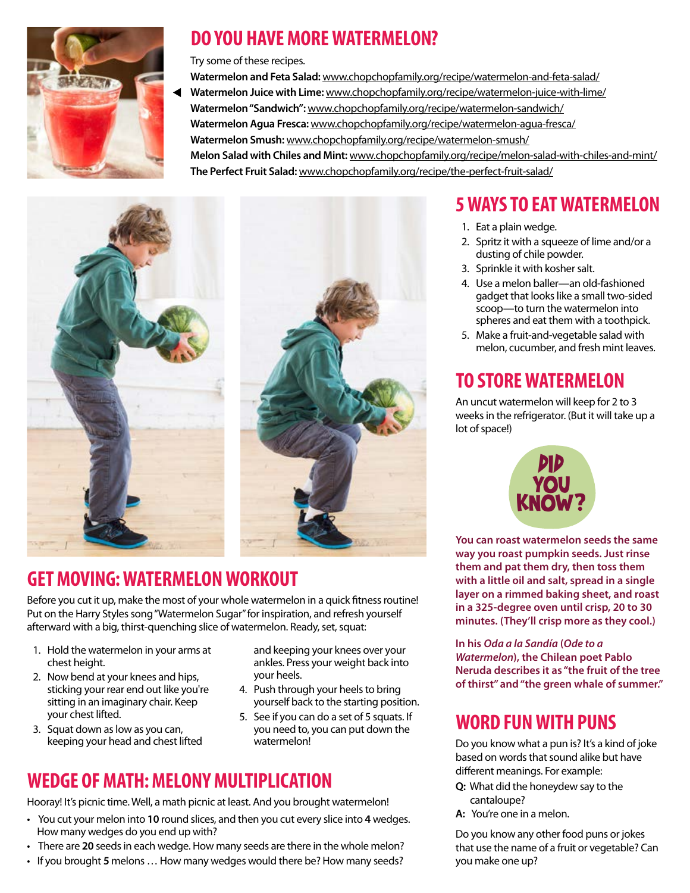## DO YOU HAVE MORE WATERMELON?

Try some of these recipes.

**Watermelon and Feta Salad:** www.chopchopfamily.org/recipe/watermelon-and-feta-salad/

**Watermelon Juice with Lime:** www.chopchopfamily.org/recipe/watermelon-juice-with-lime/

**Watermelon "Sandwich":** www.chopchopfamily.org/recipe/watermelon-sandwich/

**Watermelon Agua Fresca:** www.chopchopfamily.org/recipe/watermelon-agua-fresca/

**Watermelon Smush:** www.chopchopfamily.org/recipe/watermelon-smush/

**Melon Salad with Chiles and Mint:** www.chopchopfamily.org/recipe/melon-salad-with-chiles-and-mint/

**The Perfect Fruit Salad:** www.chopchopfamily.org/recipe/the-perfect-fruit-salad/

## GET MOVING: WATERMELON WORKOUT

Before you cut it up, make the most of your whole watermelon in a quick fitness routine! Put on the Harry Styles song "Watermelon Sugar" for inspiration, and refresh yourself afterward with a big, thirst-quenching slice of watermelon. Ready, set, squat:

1. Hold the watermelon in your arms at chest height.
2. Now bend at your knees and hips, sticking your rear end out like you're sitting in an imaginary chair. Keep your chest lifted.
3. Squat down as low as you can, keeping your head and chest lifted and keeping your knees over your ankles. Press your weight back into your heels.
4. Push through your heels to bring yourself back to the starting position.
5. See if you can do a set of 5 squats. If you need to, you can put down the watermelon!

## WEDGE OF MATH: MELONY MULTIPLICATION

Hooray! It's picnic time. Well, a math picnic at least. And you brought watermelon!

- You cut your melon into **10** round slices, and then you cut every slice into **4** wedges. How many wedges do you end up with?
- There are **20** seeds in each wedge. How many seeds are there in the whole melon?
- If you brought **5** melons … How many wedges would there be? How many seeds?

## 5 WAYS TO EAT WATERMELON

1. Eat a plain wedge.
2. Spritz it with a squeeze of lime and/or a dusting of chile powder.
3. Sprinkle it with kosher salt.
4. Use a melon baller—an old-fashioned gadget that looks like a small two-sided scoop—to turn the watermelon into spheres and eat them with a toothpick.
5. Make a fruit-and-vegetable salad with melon, cucumber, and fresh mint leaves.

## TO STORE WATERMELON

An uncut watermelon will keep for 2 to 3 weeks in the refrigerator. (But it will take up a lot of space!)

### DID YOU KNOW?

**You can roast watermelon seeds the same way you roast pumpkin seeds. Just rinse them and pat them dry, then toss them with a little oil and salt, spread in a single layer on a rimmed baking sheet, and roast in a 325-degree oven until crisp, 20 to 30 minutes. (They'll crisp more as they cool.)**

**In his *Oda a la Sandía* (*Ode to a Watermelon*), the Chilean poet Pablo Neruda describes it as "the fruit of the tree of thirst" and "the green whale of summer."**

## WORD FUN WITH PUNS

Do you know what a pun is? It's a kind of joke based on words that sound alike but have different meanings. For example:

**Q:** What did the honeydew say to the cantaloupe?

**A:** You're one in a melon.

Do you know any other food puns or jokes that use the name of a fruit or vegetable? Can you make one up?